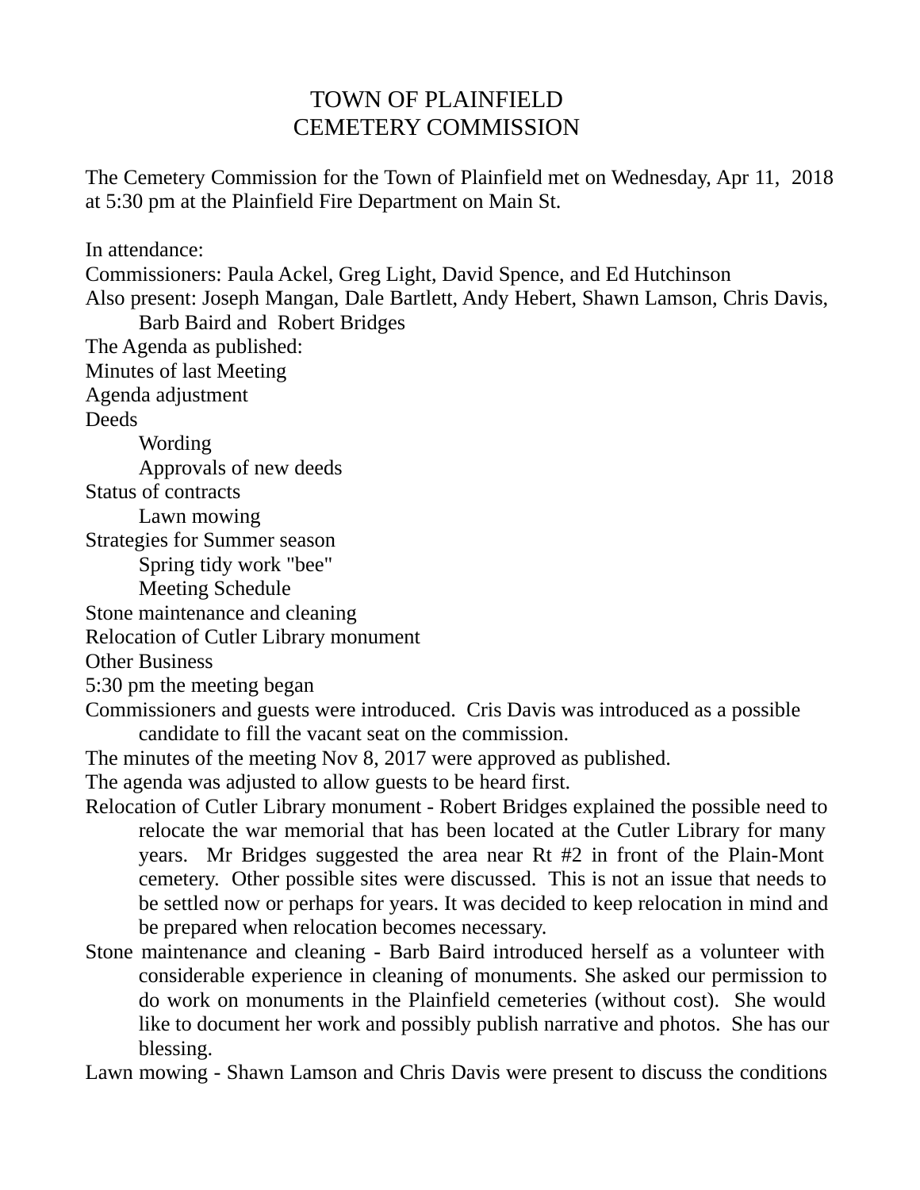# TOWN OF PLAINFIELD
# CEMETERY COMMISSION

The Cemetery Commission for the Town of Plainfield met on Wednesday, Apr 11, 2018 at 5:30 pm at the Plainfield Fire Department on Main St.

In attendance:
Commissioners: Paula Ackel, Greg Light, David Spence, and Ed Hutchinson
Also present: Joseph Mangan, Dale Bartlett, Andy Hebert, Shawn Lamson, Chris Davis, Barb Baird and Robert Bridges

The Agenda as published:
Minutes of last Meeting
Agenda adjustment
Deeds
- Wording
- Approvals of new deeds

Status of contracts
- Lawn mowing

Strategies for Summer season
- Spring tidy work "bee"
- Meeting Schedule

Stone maintenance and cleaning
Relocation of Cutler Library monument
Other Business

5:30 pm the meeting began

Commissioners and guests were introduced. Cris Davis was introduced as a possible candidate to fill the vacant seat on the commission.

The minutes of the meeting Nov 8, 2017 were approved as published.

The agenda was adjusted to allow guests to be heard first.

Relocation of Cutler Library monument - Robert Bridges explained the possible need to relocate the war memorial that has been located at the Cutler Library for many years. Mr Bridges suggested the area near Rt #2 in front of the Plain-Mont cemetery. Other possible sites were discussed. This is not an issue that needs to be settled now or perhaps for years. It was decided to keep relocation in mind and be prepared when relocation becomes necessary.

Stone maintenance and cleaning - Barb Baird introduced herself as a volunteer with considerable experience in cleaning of monuments. She asked our permission to do work on monuments in the Plainfield cemeteries (without cost). She would like to document her work and possibly publish narrative and photos. She has our blessing.

Lawn mowing - Shawn Lamson and Chris Davis were present to discuss the conditions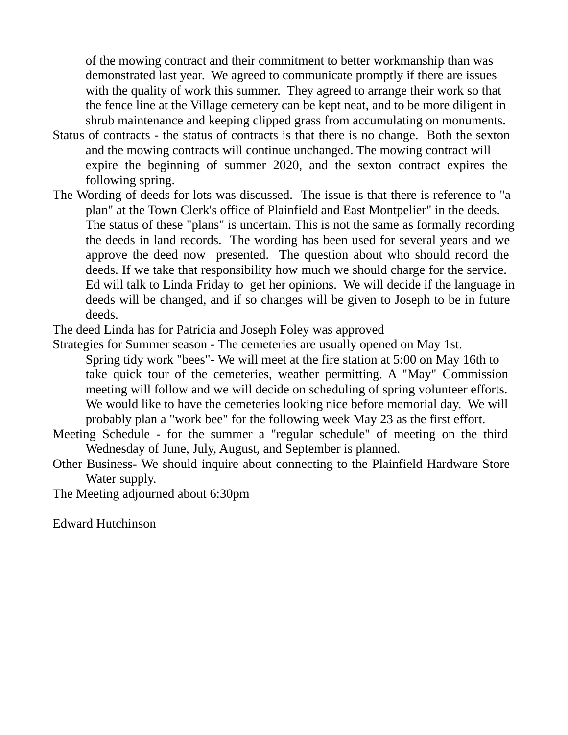of the mowing contract and their commitment to better workmanship than was demonstrated last year. We agreed to communicate promptly if there are issues with the quality of work this summer. They agreed to arrange their work so that the fence line at the Village cemetery can be kept neat, and to be more diligent in shrub maintenance and keeping clipped grass from accumulating on monuments.

Status of contracts - the status of contracts is that there is no change. Both the sexton and the mowing contracts will continue unchanged. The mowing contract will expire the beginning of summer 2020, and the sexton contract expires the following spring.

The Wording of deeds for lots was discussed. The issue is that there is reference to "a plan" at the Town Clerk's office of Plainfield and East Montpelier" in the deeds. The status of these "plans" is uncertain. This is not the same as formally recording the deeds in land records. The wording has been used for several years and we approve the deed now presented. The question about who should record the deeds. If we take that responsibility how much we should charge for the service. Ed will talk to Linda Friday to get her opinions. We will decide if the language in deeds will be changed, and if so changes will be given to Joseph to be in future deeds.

The deed Linda has for Patricia and Joseph Foley was approved

Strategies for Summer season - The cemeteries are usually opened on May 1st.
Spring tidy work "bees"- We will meet at the fire station at 5:00 on May 16th to take quick tour of the cemeteries, weather permitting. A "May" Commission meeting will follow and we will decide on scheduling of spring volunteer efforts. We would like to have the cemeteries looking nice before memorial day. We will probably plan a "work bee" for the following week May 23 as the first effort.

Meeting Schedule - for the summer a "regular schedule" of meeting on the third Wednesday of June, July, August, and September is planned.

Other Business- We should inquire about connecting to the Plainfield Hardware Store Water supply.

The Meeting adjourned about 6:30pm

Edward Hutchinson